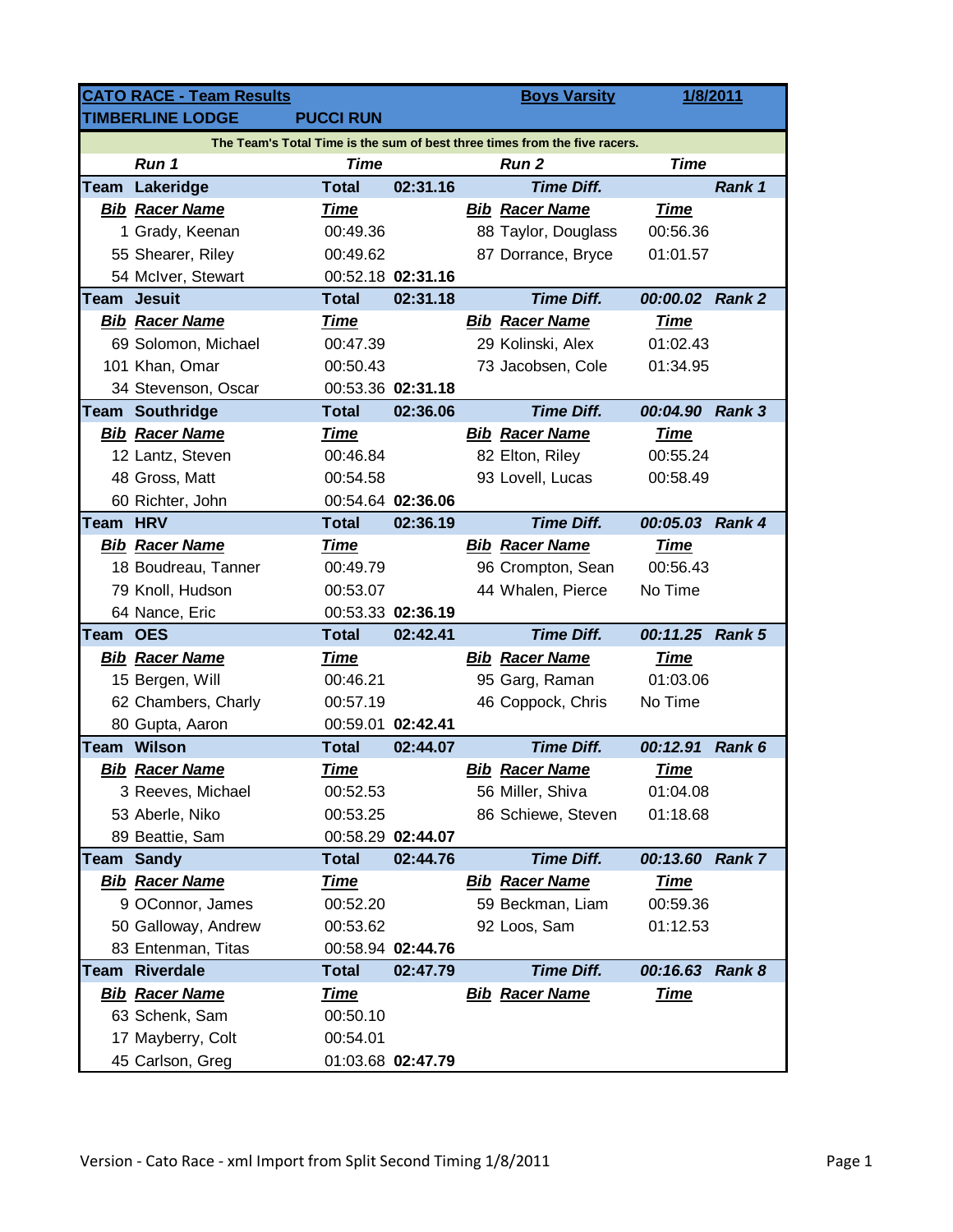| CATO RACE - Team Results | | | | | Boys Varsity | 1/8/2011 | |
|---|---|---|---|---|---|---|---|
| TIMBERLINE LODGE | | PUCCI RUN | | | | | |
| The Team's Total Time is the sum of best three times from the five racers. | | | | | | | |
| | Run 1 | Time | | | Run 2 | Time | |
| Team | Lakeridge | Total | 02:31.16 | | Time Diff. | | Rank 1 |
| Bib | Racer Name | Time | | Bib | Racer Name | Time | |
| 1 | Grady, Keenan | 00:49.36 | | 88 | Taylor, Douglass | 00:56.36 | |
| 55 | Shearer, Riley | 00:49.62 | | 87 | Dorrance, Bryce | 01:01.57 | |
| 54 | McIver, Stewart | 00:52.18 | **02:31.16** | | | | |
| Team | Jesuit | Total | 02:31.18 | | Time Diff. | 00:00.02 | Rank 2 |
| Bib | Racer Name | Time | | Bib | Racer Name | Time | |
| 69 | Solomon, Michael | 00:47.39 | | 29 | Kolinski, Alex | 01:02.43 | |
| 101 | Khan, Omar | 00:50.43 | | 73 | Jacobsen, Cole | 01:34.95 | |
| 34 | Stevenson, Oscar | 00:53.36 | **02:31.18** | | | | |
| Team | Southridge | Total | 02:36.06 | | Time Diff. | 00:04.90 | Rank 3 |
| Bib | Racer Name | Time | | Bib | Racer Name | Time | |
| 12 | Lantz, Steven | 00:46.84 | | 82 | Elton, Riley | 00:55.24 | |
| 48 | Gross, Matt | 00:54.58 | | 93 | Lovell, Lucas | 00:58.49 | |
| 60 | Richter, John | 00:54.64 | **02:36.06** | | | | |
| Team | HRV | Total | 02:36.19 | | Time Diff. | 00:05.03 | Rank 4 |
| Bib | Racer Name | Time | | Bib | Racer Name | Time | |
| 18 | Boudreau, Tanner | 00:49.79 | | 96 | Crompton, Sean | 00:56.43 | |
| 79 | Knoll, Hudson | 00:53.07 | | 44 | Whalen, Pierce | No Time | |
| 64 | Nance, Eric | 00:53.33 | **02:36.19** | | | | |
| Team | OES | Total | 02:42.41 | | Time Diff. | 00:11.25 | Rank 5 |
| Bib | Racer Name | Time | | Bib | Racer Name | Time | |
| 15 | Bergen, Will | 00:46.21 | | 95 | Garg, Raman | 01:03.06 | |
| 62 | Chambers, Charly | 00:57.19 | | 46 | Coppock, Chris | No Time | |
| 80 | Gupta, Aaron | 00:59.01 | **02:42.41** | | | | |
| Team | Wilson | Total | 02:44.07 | | Time Diff. | 00:12.91 | Rank 6 |
| Bib | Racer Name | Time | | Bib | Racer Name | Time | |
| 3 | Reeves, Michael | 00:52.53 | | 56 | Miller, Shiva | 01:04.08 | |
| 53 | Aberle, Niko | 00:53.25 | | 86 | Schiewe, Steven | 01:18.68 | |
| 89 | Beattie, Sam | 00:58.29 | **02:44.07** | | | | |
| Team | Sandy | Total | 02:44.76 | | Time Diff. | 00:13.60 | Rank 7 |
| Bib | Racer Name | Time | | Bib | Racer Name | Time | |
| 9 | OConnor, James | 00:52.20 | | 59 | Beckman, Liam | 00:59.36 | |
| 50 | Galloway, Andrew | 00:53.62 | | 92 | Loos, Sam | 01:12.53 | |
| 83 | Entenman, Titas | 00:58.94 | **02:44.76** | | | | |
| Team | Riverdale | Total | 02:47.79 | | Time Diff. | 00:16.63 | Rank 8 |
| Bib | Racer Name | Time | | Bib | Racer Name | Time | |
| 63 | Schenk, Sam | 00:50.10 | | | | | |
| 17 | Mayberry, Colt | 00:54.01 | | | | | |
| 45 | Carlson, Greg | 01:03.68 | **02:47.79** | | | | |

Version - Cato Race - xml Import from Split Second Timing 1/8/2011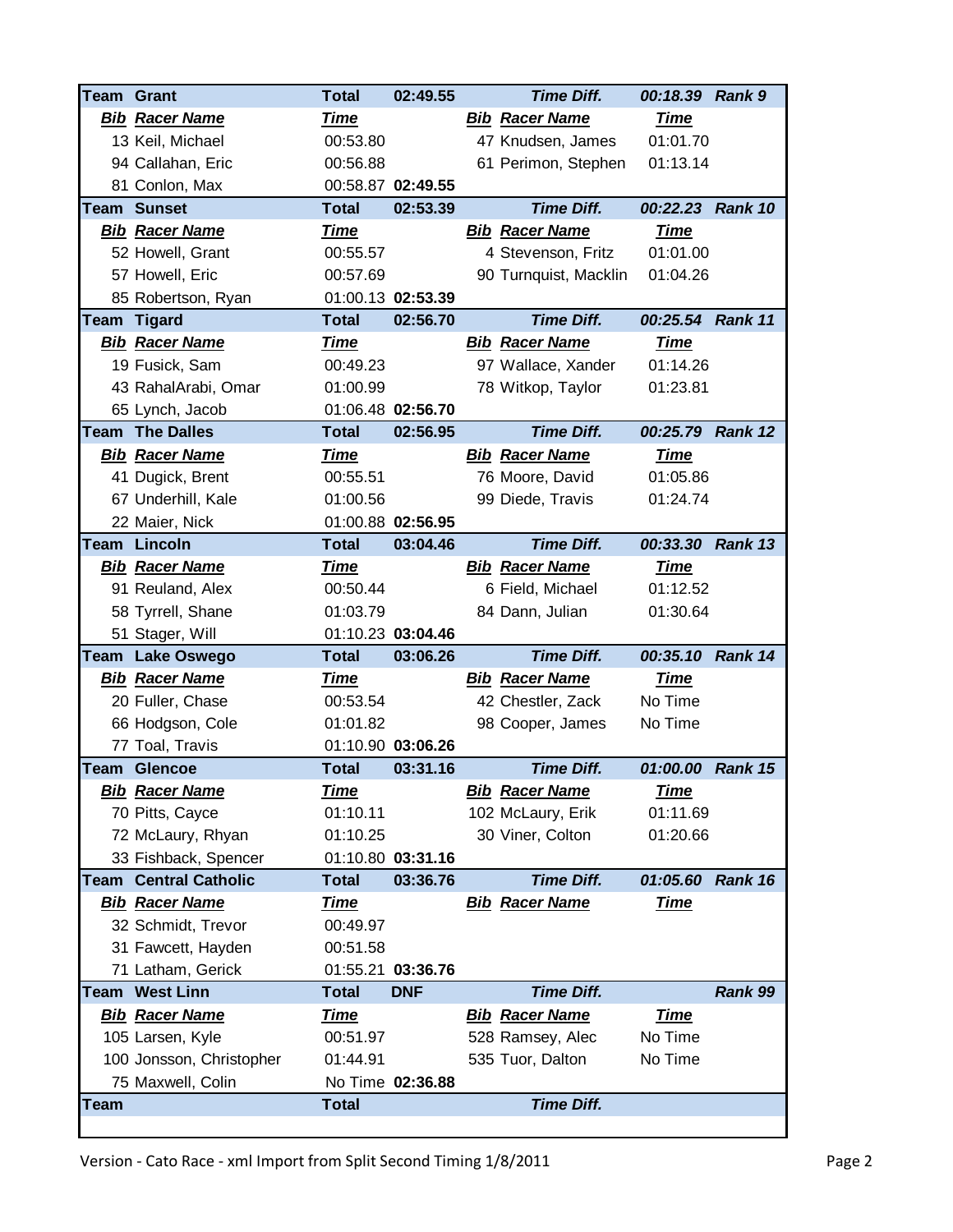| Team | Grant | Total | 02:49.55 | | Time Diff. | 00:18.39 | Rank 9 |
|---|---|---|---|---|---|---|---|
| Bib | Racer Name | Time | | Bib | Racer Name | Time | |
| 13 | Keil, Michael | 00:53.80 | | 47 | Knudsen, James | 01:01.70 | |
| 94 | Callahan, Eric | 00:56.88 | | 61 | Perimon, Stephen | 01:13.14 | |
| 81 | Conlon, Max | 00:58.87 | 02:49.55 | | | | |
| **Team** | **Sunset** | **Total** | **02:53.39** | | **Time Diff.** | **00:22.23** | **Rank 10** |
| Bib | Racer Name | Time | | Bib | Racer Name | Time | |
| 52 | Howell, Grant | 00:55.57 | | 4 | Stevenson, Fritz | 01:01.00 | |
| 57 | Howell, Eric | 00:57.69 | | 90 | Turnquist, Macklin | 01:04.26 | |
| 85 | Robertson, Ryan | 01:00.13 | 02:53.39 | | | | |
| **Team** | **Tigard** | **Total** | **02:56.70** | | **Time Diff.** | **00:25.54** | **Rank 11** |
| Bib | Racer Name | Time | | Bib | Racer Name | Time | |
| 19 | Fusick, Sam | 00:49.23 | | 97 | Wallace, Xander | 01:14.26 | |
| 43 | RahalArabi, Omar | 01:00.99 | | 78 | Witkop, Taylor | 01:23.81 | |
| 65 | Lynch, Jacob | 01:06.48 | 02:56.70 | | | | |
| **Team** | **The Dalles** | **Total** | **02:56.95** | | **Time Diff.** | **00:25.79** | **Rank 12** |
| Bib | Racer Name | Time | | Bib | Racer Name | Time | |
| 41 | Dugick, Brent | 00:55.51 | | 76 | Moore, David | 01:05.86 | |
| 67 | Underhill, Kale | 01:00.56 | | 99 | Diede, Travis | 01:24.74 | |
| 22 | Maier, Nick | 01:00.88 | 02:56.95 | | | | |
| **Team** | **Lincoln** | **Total** | **03:04.46** | | **Time Diff.** | **00:33.30** | **Rank 13** |
| Bib | Racer Name | Time | | Bib | Racer Name | Time | |
| 91 | Reuland, Alex | 00:50.44 | | 6 | Field, Michael | 01:12.52 | |
| 58 | Tyrrell, Shane | 01:03.79 | | 84 | Dann, Julian | 01:30.64 | |
| 51 | Stager, Will | 01:10.23 | 03:04.46 | | | | |
| **Team** | **Lake Oswego** | **Total** | **03:06.26** | | **Time Diff.** | **00:35.10** | **Rank 14** |
| Bib | Racer Name | Time | | Bib | Racer Name | Time | |
| 20 | Fuller, Chase | 00:53.54 | | 42 | Chestler, Zack | No Time | |
| 66 | Hodgson, Cole | 01:01.82 | | 98 | Cooper, James | No Time | |
| 77 | Toal, Travis | 01:10.90 | 03:06.26 | | | | |
| **Team** | **Glencoe** | **Total** | **03:31.16** | | **Time Diff.** | **01:00.00** | **Rank 15** |
| Bib | Racer Name | Time | | Bib | Racer Name | Time | |
| 70 | Pitts, Cayce | 01:10.11 | | 102 | McLaury, Erik | 01:11.69 | |
| 72 | McLaury, Rhyan | 01:10.25 | | 30 | Viner, Colton | 01:20.66 | |
| 33 | Fishback, Spencer | 01:10.80 | 03:31.16 | | | | |
| **Team** | **Central Catholic** | **Total** | **03:36.76** | | **Time Diff.** | **01:05.60** | **Rank 16** |
| Bib | Racer Name | Time | | Bib | Racer Name | Time | |
| 32 | Schmidt, Trevor | 00:49.97 | | | | | |
| 31 | Fawcett, Hayden | 00:51.58 | | | | | |
| 71 | Latham, Gerick | 01:55.21 | 03:36.76 | | | | |
| **Team** | **West Linn** | **Total** | **DNF** | | **Time Diff.** | | **Rank 99** |
| Bib | Racer Name | Time | | Bib | Racer Name | Time | |
| 105 | Larsen, Kyle | 00:51.97 | | 528 | Ramsey, Alec | No Time | |
| 100 | Jonsson, Christopher | 01:44.91 | | 535 | Tuor, Dalton | No Time | |
| 75 | Maxwell, Colin | No Time | 02:36.88 | | | | |
| **Team** | | **Total** | | | **Time Diff.** | | |

Version - Cato Race - xml Import from Split Second Timing 1/8/2011